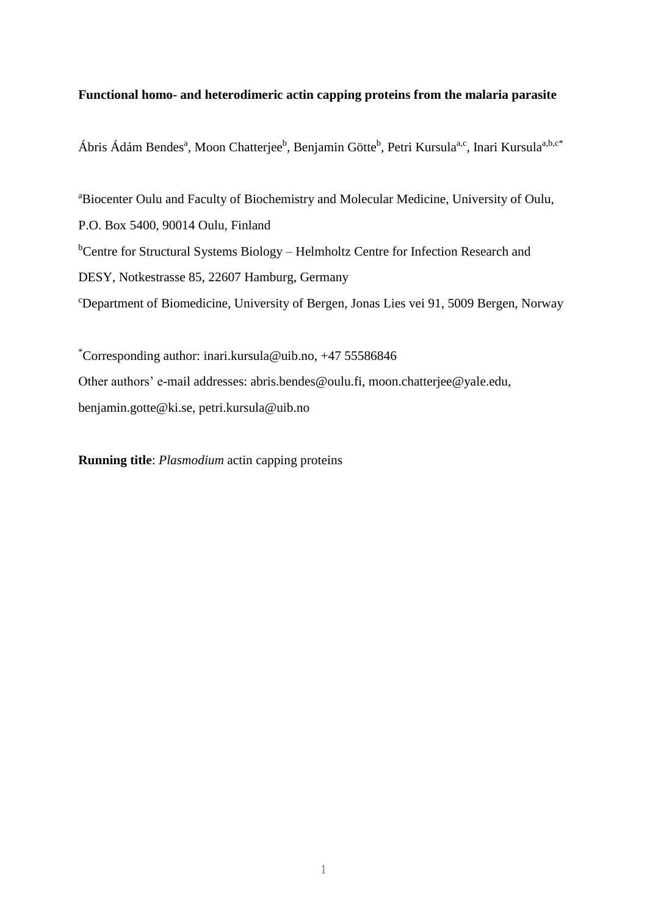**Functional homo- and heterodimeric actin capping proteins from the malaria parasite**

Ábris Ádám Bendes[a], Moon Chatterjee[b], Benjamin Götte[b], Petri Kursula[a,c], Inari Kursula[a,b,c*]

[a]Biocenter Oulu and Faculty of Biochemistry and Molecular Medicine, University of Oulu, P.O. Box 5400, 90014 Oulu, Finland

[b]Centre for Structural Systems Biology – Helmholtz Centre for Infection Research and DESY, Notkestrasse 85, 22607 Hamburg, Germany

[c]Department of Biomedicine, University of Bergen, Jonas Lies vei 91, 5009 Bergen, Norway

[*]Corresponding author: inari.kursula@uib.no, +47 55586846

Other authors' e-mail addresses: abris.bendes@oulu.fi, moon.chatterjee@yale.edu, benjamin.gotte@ki.se, petri.kursula@uib.no

**Running title**: *Plasmodium* actin capping proteins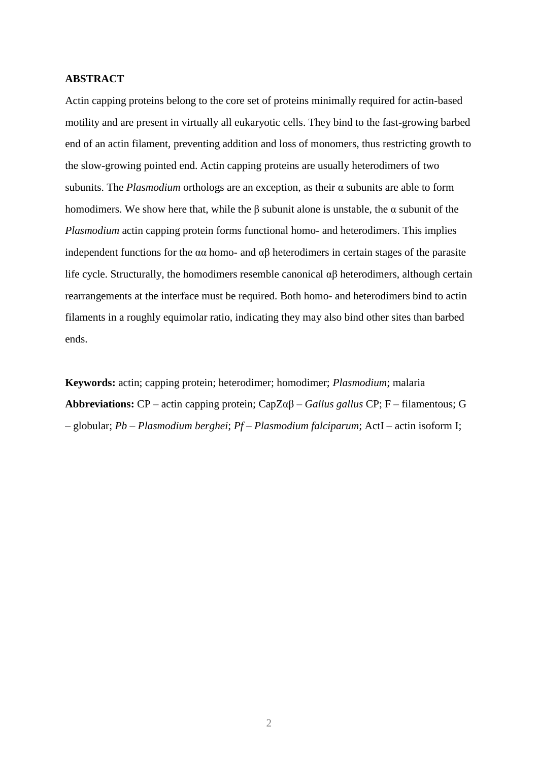## ABSTRACT

Actin capping proteins belong to the core set of proteins minimally required for actin-based motility and are present in virtually all eukaryotic cells. They bind to the fast-growing barbed end of an actin filament, preventing addition and loss of monomers, thus restricting growth to the slow-growing pointed end. Actin capping proteins are usually heterodimers of two subunits. The *Plasmodium* orthologs are an exception, as their α subunits are able to form homodimers. We show here that, while the β subunit alone is unstable, the α subunit of the *Plasmodium* actin capping protein forms functional homo- and heterodimers. This implies independent functions for the αα homo- and αβ heterodimers in certain stages of the parasite life cycle. Structurally, the homodimers resemble canonical αβ heterodimers, although certain rearrangements at the interface must be required. Both homo- and heterodimers bind to actin filaments in a roughly equimolar ratio, indicating they may also bind other sites than barbed ends.

**Keywords:** actin; capping protein; heterodimer; homodimer; *Plasmodium*; malaria

**Abbreviations:** CP – actin capping protein; CapZαβ – *Gallus gallus* CP; F – filamentous; G – globular; *Pb* – *Plasmodium berghei*; *Pf* – *Plasmodium falciparum*; ActI – actin isoform I;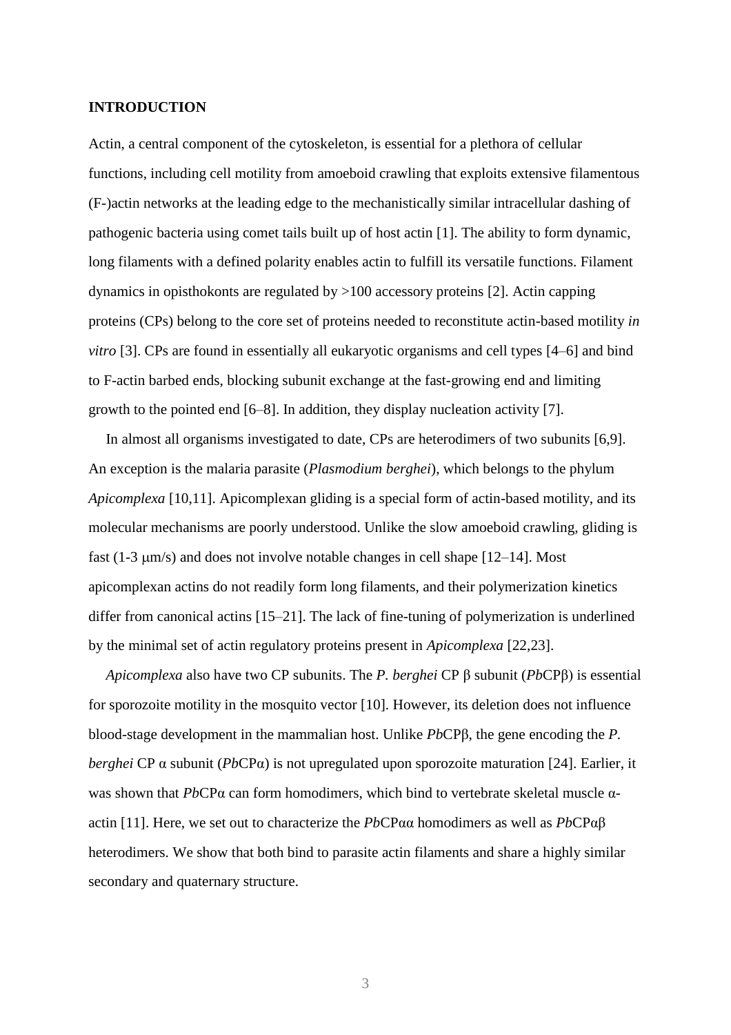## INTRODUCTION

Actin, a central component of the cytoskeleton, is essential for a plethora of cellular functions, including cell motility from amoeboid crawling that exploits extensive filamentous (F-)actin networks at the leading edge to the mechanistically similar intracellular dashing of pathogenic bacteria using comet tails built up of host actin [1]. The ability to form dynamic, long filaments with a defined polarity enables actin to fulfill its versatile functions. Filament dynamics in opisthokonts are regulated by >100 accessory proteins [2]. Actin capping proteins (CPs) belong to the core set of proteins needed to reconstitute actin-based motility *in vitro* [3]. CPs are found in essentially all eukaryotic organisms and cell types [4–6] and bind to F-actin barbed ends, blocking subunit exchange at the fast-growing end and limiting growth to the pointed end [6–8]. In addition, they display nucleation activity [7].

In almost all organisms investigated to date, CPs are heterodimers of two subunits [6,9]. An exception is the malaria parasite (*Plasmodium berghei*), which belongs to the phylum *Apicomplexa* [10,11]. Apicomplexan gliding is a special form of actin-based motility, and its molecular mechanisms are poorly understood. Unlike the slow amoeboid crawling, gliding is fast (1-3 μm/s) and does not involve notable changes in cell shape [12–14]. Most apicomplexan actins do not readily form long filaments, and their polymerization kinetics differ from canonical actins [15–21]. The lack of fine-tuning of polymerization is underlined by the minimal set of actin regulatory proteins present in *Apicomplexa* [22,23].

*Apicomplexa* also have two CP subunits. The *P. berghei* CP β subunit (*Pb*CPβ) is essential for sporozoite motility in the mosquito vector [10]. However, its deletion does not influence blood-stage development in the mammalian host. Unlike *Pb*CPβ, the gene encoding the *P. berghei* CP α subunit (*Pb*CPα) is not upregulated upon sporozoite maturation [24]. Earlier, it was shown that *Pb*CPα can form homodimers, which bind to vertebrate skeletal muscle α-actin [11]. Here, we set out to characterize the *Pb*CPαα homodimers as well as *Pb*CPαβ heterodimers. We show that both bind to parasite actin filaments and share a highly similar secondary and quaternary structure.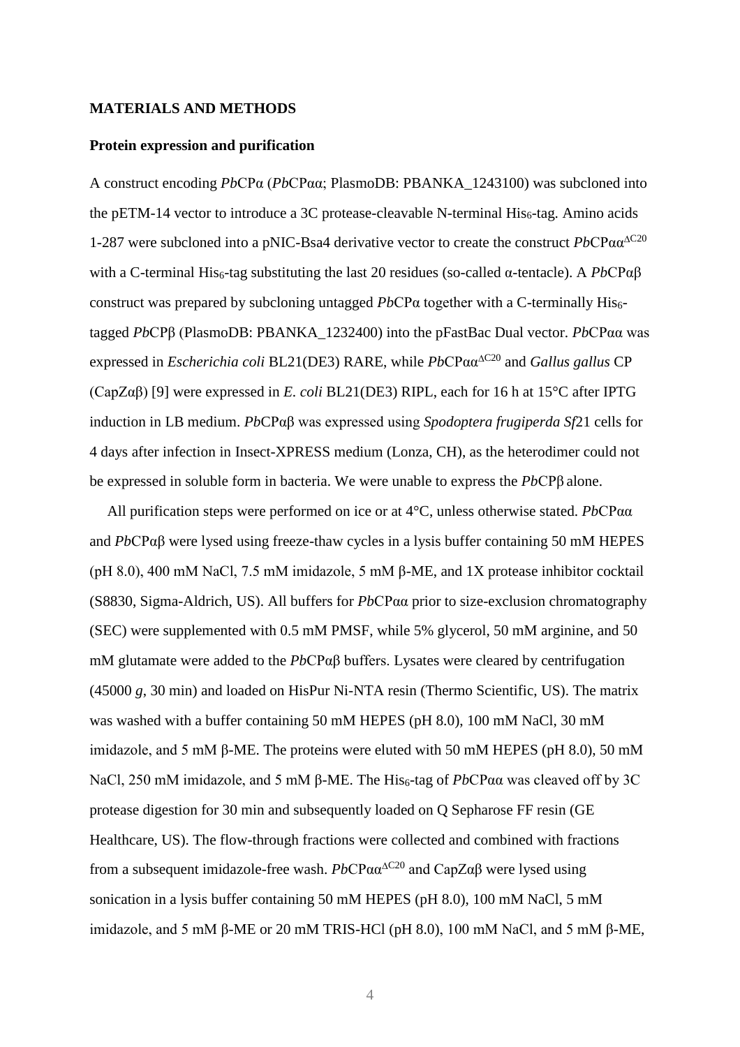## MATERIALS AND METHODS

### Protein expression and purification

A construct encoding *Pb*CPα (*Pb*CPαα; PlasmoDB: PBANKA_1243100) was subcloned into the pETM-14 vector to introduce a 3C protease-cleavable N-terminal $His_6$-tag. Amino acids 1-287 were subcloned into a pNIC-Bsa4 derivative vector to create the construct *Pb*CPαα$^{\Delta C20}$ with a C-terminal $His_6$-tag substituting the last 20 residues (so-called α-tentacle). A *Pb*CPαβ construct was prepared by subcloning untagged *Pb*CPα together with a C-terminally $His_6$-tagged *Pb*CPβ (PlasmoDB: PBANKA_1232400) into the pFastBac Dual vector. *Pb*CPαα was expressed in *Escherichia coli* BL21(DE3) RARE, while *Pb*CPαα$^{\Delta C20}$ and *Gallus gallus* CP (CapZαβ) [9] were expressed in *E. coli* BL21(DE3) RIPL, each for 16 h at 15°C after IPTG induction in LB medium. *Pb*CPαβ was expressed using *Spodoptera frugiperda Sf*21 cells for 4 days after infection in Insect-XPRESS medium (Lonza, CH), as the heterodimer could not be expressed in soluble form in bacteria. We were unable to express the *Pb*CPβ alone.

All purification steps were performed on ice or at 4°C, unless otherwise stated. *Pb*CPαα and *Pb*CPαβ were lysed using freeze-thaw cycles in a lysis buffer containing 50 mM HEPES (pH 8.0), 400 mM NaCl, 7.5 mM imidazole, 5 mM β-ME, and 1X protease inhibitor cocktail (S8830, Sigma-Aldrich, US). All buffers for *Pb*CPαα prior to size-exclusion chromatography (SEC) were supplemented with 0.5 mM PMSF, while 5% glycerol, 50 mM arginine, and 50 mM glutamate were added to the *Pb*CPαβ buffers. Lysates were cleared by centrifugation (45000 *g*, 30 min) and loaded on HisPur Ni-NTA resin (Thermo Scientific, US). The matrix was washed with a buffer containing 50 mM HEPES (pH 8.0), 100 mM NaCl, 30 mM imidazole, and 5 mM β-ME. The proteins were eluted with 50 mM HEPES (pH 8.0), 50 mM NaCl, 250 mM imidazole, and 5 mM β-ME. The $His_6$-tag of *Pb*CPαα was cleaved off by 3C protease digestion for 30 min and subsequently loaded on Q Sepharose FF resin (GE Healthcare, US). The flow-through fractions were collected and combined with fractions from a subsequent imidazole-free wash. *Pb*CPαα$^{\Delta C20}$ and CapZαβ were lysed using sonication in a lysis buffer containing 50 mM HEPES (pH 8.0), 100 mM NaCl, 5 mM imidazole, and 5 mM β-ME or 20 mM TRIS-HCl (pH 8.0), 100 mM NaCl, and 5 mM β-ME,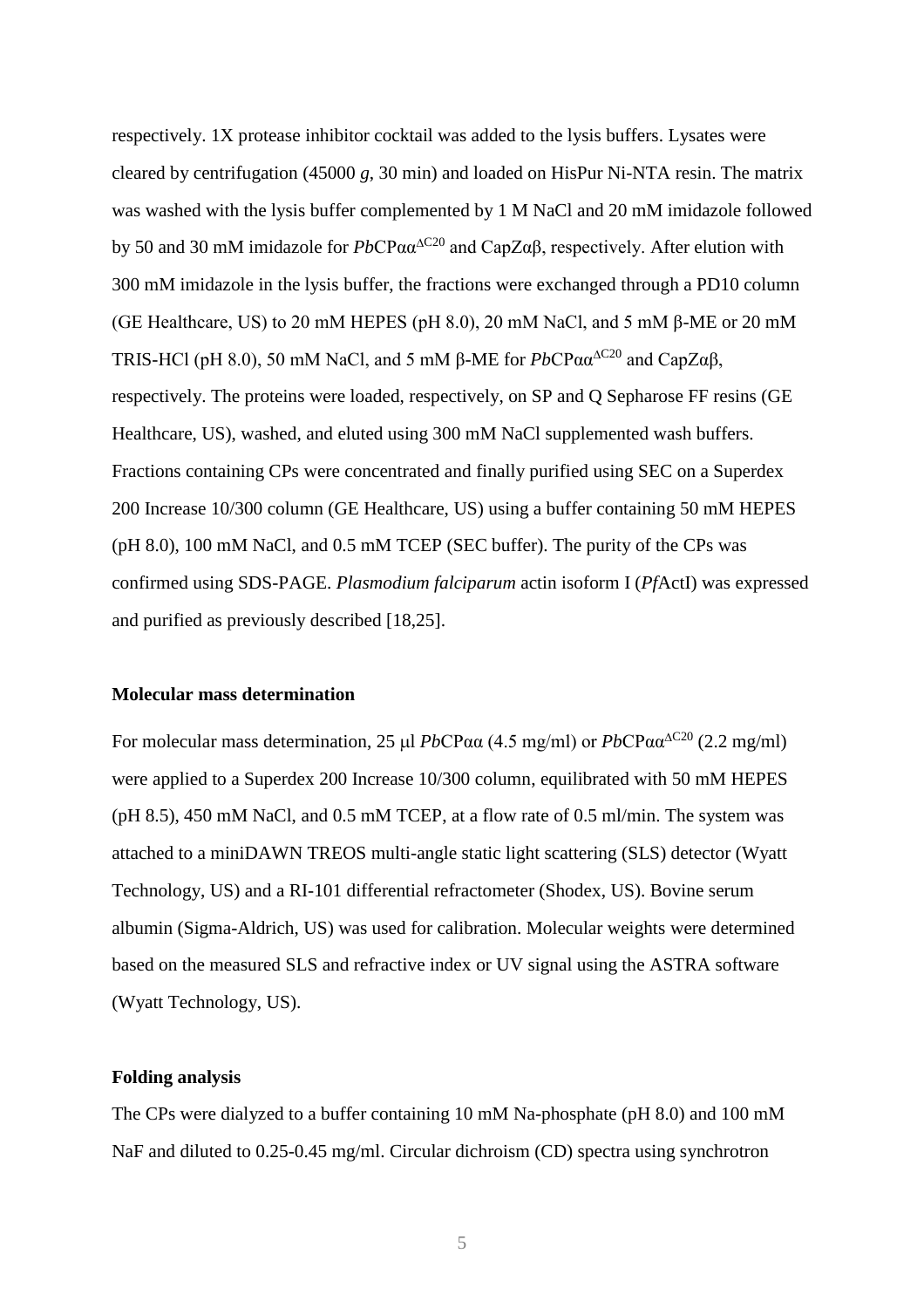respectively. 1X protease inhibitor cocktail was added to the lysis buffers. Lysates were cleared by centrifugation (45000 *g*, 30 min) and loaded on HisPur Ni-NTA resin. The matrix was washed with the lysis buffer complemented by 1 M NaCl and 20 mM imidazole followed by 50 and 30 mM imidazole for *Pb*CPαα$^{\Delta C20}$ and CapZαβ, respectively. After elution with 300 mM imidazole in the lysis buffer, the fractions were exchanged through a PD10 column (GE Healthcare, US) to 20 mM HEPES (pH 8.0), 20 mM NaCl, and 5 mM β-ME or 20 mM TRIS-HCl (pH 8.0), 50 mM NaCl, and 5 mM β-ME for *Pb*CPαα$^{\Delta C20}$ and CapZαβ, respectively. The proteins were loaded, respectively, on SP and Q Sepharose FF resins (GE Healthcare, US), washed, and eluted using 300 mM NaCl supplemented wash buffers. Fractions containing CPs were concentrated and finally purified using SEC on a Superdex 200 Increase 10/300 column (GE Healthcare, US) using a buffer containing 50 mM HEPES (pH 8.0), 100 mM NaCl, and 0.5 mM TCEP (SEC buffer). The purity of the CPs was confirmed using SDS-PAGE. *Plasmodium falciparum* actin isoform I (*Pf*ActI) was expressed and purified as previously described [18,25].

**Molecular mass determination**

For molecular mass determination, 25 μl *Pb*CPαα (4.5 mg/ml) or *Pb*CPαα$^{\Delta C20}$ (2.2 mg/ml) were applied to a Superdex 200 Increase 10/300 column, equilibrated with 50 mM HEPES (pH 8.5), 450 mM NaCl, and 0.5 mM TCEP, at a flow rate of 0.5 ml/min. The system was attached to a miniDAWN TREOS multi-angle static light scattering (SLS) detector (Wyatt Technology, US) and a RI-101 differential refractometer (Shodex, US). Bovine serum albumin (Sigma-Aldrich, US) was used for calibration. Molecular weights were determined based on the measured SLS and refractive index or UV signal using the ASTRA software (Wyatt Technology, US).

**Folding analysis**

The CPs were dialyzed to a buffer containing 10 mM Na-phosphate (pH 8.0) and 100 mM NaF and diluted to 0.25-0.45 mg/ml. Circular dichroism (CD) spectra using synchrotron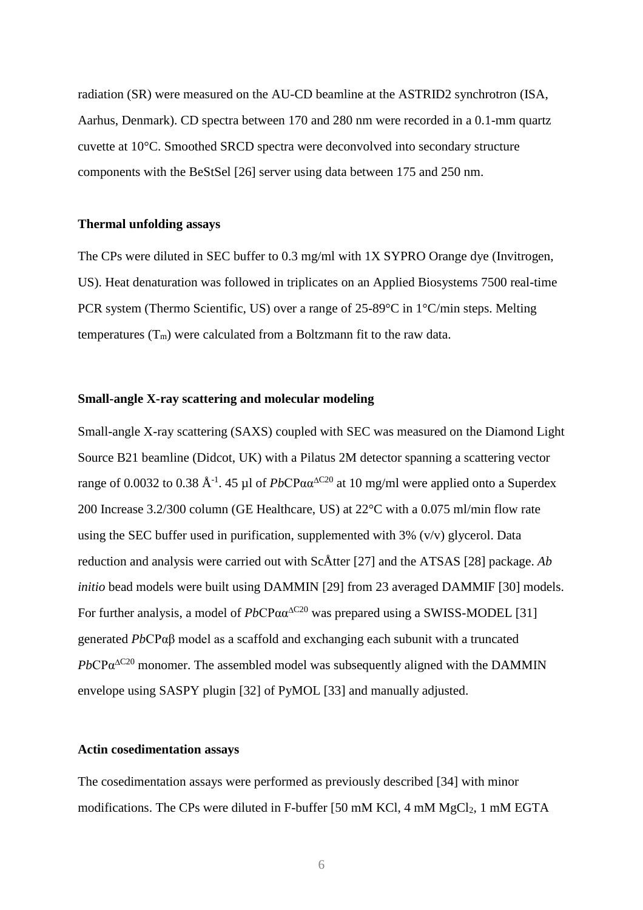radiation (SR) were measured on the AU-CD beamline at the ASTRID2 synchrotron (ISA, Aarhus, Denmark). CD spectra between 170 and 280 nm were recorded in a 0.1-mm quartz cuvette at 10°C. Smoothed SRCD spectra were deconvolved into secondary structure components with the BeStSel [26] server using data between 175 and 250 nm.

### Thermal unfolding assays

The CPs were diluted in SEC buffer to 0.3 mg/ml with 1X SYPRO Orange dye (Invitrogen, US). Heat denaturation was followed in triplicates on an Applied Biosystems 7500 real-time PCR system (Thermo Scientific, US) over a range of 25-89°C in 1°C/min steps. Melting temperatures ($T_m$) were calculated from a Boltzmann fit to the raw data.

### Small-angle X-ray scattering and molecular modeling

Small-angle X-ray scattering (SAXS) coupled with SEC was measured on the Diamond Light Source B21 beamline (Didcot, UK) with a Pilatus 2M detector spanning a scattering vector range of 0.0032 to 0.38 $Å^{-1}$. 45 µl of *Pb*CP$\alpha\alpha^{\Delta C20}$ at 10 mg/ml were applied onto a Superdex 200 Increase 3.2/300 column (GE Healthcare, US) at 22°C with a 0.075 ml/min flow rate using the SEC buffer used in purification, supplemented with 3% (v/v) glycerol. Data reduction and analysis were carried out with ScÅtter [27] and the ATSAS [28] package. *Ab initio* bead models were built using DAMMIN [29] from 23 averaged DAMMIF [30] models. For further analysis, a model of *Pb*CP$\alpha\alpha^{\Delta C20}$ was prepared using a SWISS-MODEL [31] generated *Pb*CPαβ model as a scaffold and exchanging each subunit with a truncated *Pb*CP$\alpha^{\Delta C20}$ monomer. The assembled model was subsequently aligned with the DAMMIN envelope using SASPY plugin [32] of PyMOL [33] and manually adjusted.

### Actin cosedimentation assays

The cosedimentation assays were performed as previously described [34] with minor modifications. The CPs were diluted in F-buffer [50 mM KCl, 4 mM $MgCl_2$, 1 mM EGTA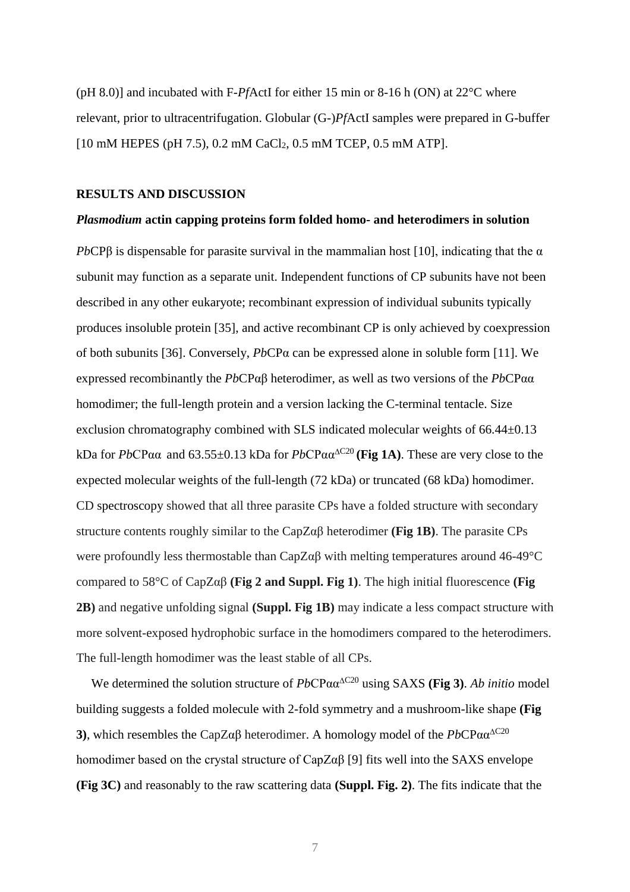(pH 8.0)] and incubated with F-*Pf*ActI for either 15 min or 8-16 h (ON) at 22°C where relevant, prior to ultracentrifugation. Globular (G-)*Pf*ActI samples were prepared in G-buffer [10 mM HEPES (pH 7.5), 0.2 mM $CaCl_2$, 0.5 mM TCEP, 0.5 mM ATP].

## RESULTS AND DISCUSSION

### *Plasmodium* actin capping proteins form folded homo- and heterodimers in solution

*Pb*CPβ is dispensable for parasite survival in the mammalian host [10], indicating that the α subunit may function as a separate unit. Independent functions of CP subunits have not been described in any other eukaryote; recombinant expression of individual subunits typically produces insoluble protein [35], and active recombinant CP is only achieved by coexpression of both subunits [36]. Conversely, *Pb*CPα can be expressed alone in soluble form [11]. We expressed recombinantly the *Pb*CPαβ heterodimer, as well as two versions of the *Pb*CPαα homodimer; the full-length protein and a version lacking the C-terminal tentacle. Size exclusion chromatography combined with SLS indicated molecular weights of 66.44±0.13 kDa for *Pb*CPαα and 63.55±0.13 kDa for *Pb*CPαα$^{\Delta C20}$ **(Fig 1A)**. These are very close to the expected molecular weights of the full-length (72 kDa) or truncated (68 kDa) homodimer. CD spectroscopy showed that all three parasite CPs have a folded structure with secondary structure contents roughly similar to the CapZαβ heterodimer **(Fig 1B)**. The parasite CPs were profoundly less thermostable than CapZαβ with melting temperatures around 46-49°C compared to 58°C of CapZαβ **(Fig 2 and Suppl. Fig 1)**. The high initial fluorescence **(Fig 2B)** and negative unfolding signal **(Suppl. Fig 1B)** may indicate a less compact structure with more solvent-exposed hydrophobic surface in the homodimers compared to the heterodimers. The full-length homodimer was the least stable of all CPs.

We determined the solution structure of *Pb*CPαα$^{\Delta C20}$ using SAXS **(Fig 3)**. *Ab initio* model building suggests a folded molecule with 2-fold symmetry and a mushroom-like shape **(Fig 3)**, which resembles the CapZαβ heterodimer. A homology model of the *Pb*CPαα$^{\Delta C20}$ homodimer based on the crystal structure of CapZαβ [9] fits well into the SAXS envelope **(Fig 3C)** and reasonably to the raw scattering data **(Suppl. Fig. 2)**. The fits indicate that the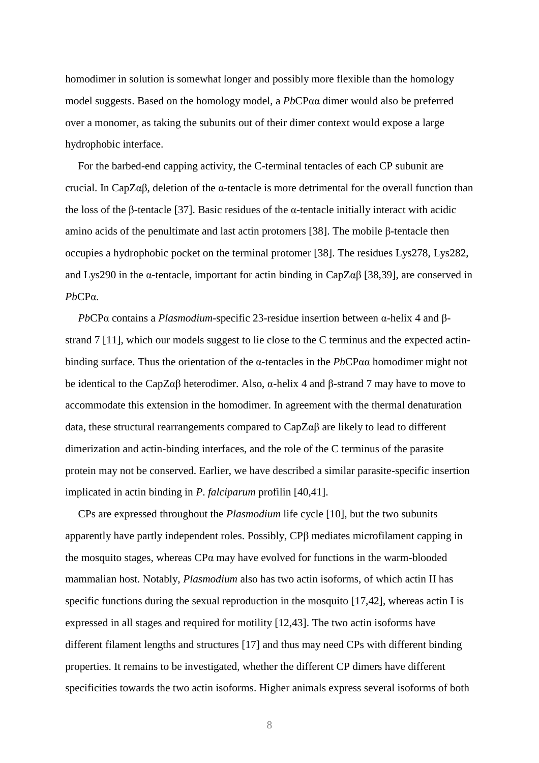homodimer in solution is somewhat longer and possibly more flexible than the homology model suggests. Based on the homology model, a *Pb*CPαα dimer would also be preferred over a monomer, as taking the subunits out of their dimer context would expose a large hydrophobic interface.

For the barbed-end capping activity, the C-terminal tentacles of each CP subunit are crucial. In CapZαβ, deletion of the α-tentacle is more detrimental for the overall function than the loss of the β-tentacle [37]. Basic residues of the α-tentacle initially interact with acidic amino acids of the penultimate and last actin protomers [38]. The mobile β-tentacle then occupies a hydrophobic pocket on the terminal protomer [38]. The residues Lys278, Lys282, and Lys290 in the α-tentacle, important for actin binding in CapZαβ [38,39], are conserved in *Pb*CPα.

*Pb*CPα contains a *Plasmodium*-specific 23-residue insertion between α-helix 4 and β-strand 7 [11], which our models suggest to lie close to the C terminus and the expected actin-binding surface. Thus the orientation of the α-tentacles in the *Pb*CPαα homodimer might not be identical to the CapZαβ heterodimer. Also, α-helix 4 and β-strand 7 may have to move to accommodate this extension in the homodimer. In agreement with the thermal denaturation data, these structural rearrangements compared to CapZαβ are likely to lead to different dimerization and actin-binding interfaces, and the role of the C terminus of the parasite protein may not be conserved. Earlier, we have described a similar parasite-specific insertion implicated in actin binding in *P. falciparum* profilin [40,41].

CPs are expressed throughout the *Plasmodium* life cycle [10], but the two subunits apparently have partly independent roles. Possibly, CPβ mediates microfilament capping in the mosquito stages, whereas CPα may have evolved for functions in the warm-blooded mammalian host. Notably, *Plasmodium* also has two actin isoforms, of which actin II has specific functions during the sexual reproduction in the mosquito [17,42], whereas actin I is expressed in all stages and required for motility [12,43]. The two actin isoforms have different filament lengths and structures [17] and thus may need CPs with different binding properties. It remains to be investigated, whether the different CP dimers have different specificities towards the two actin isoforms. Higher animals express several isoforms of both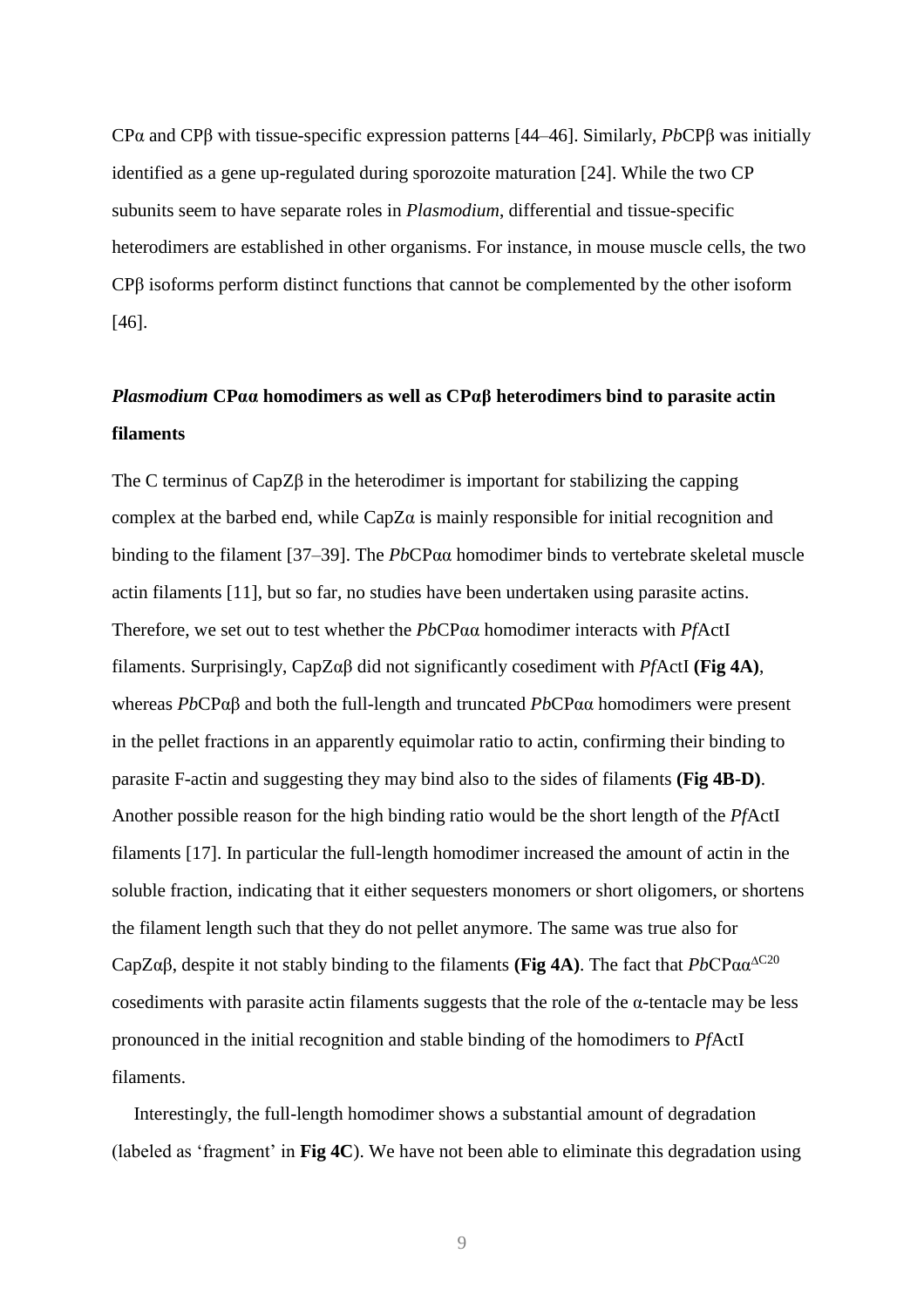CPα and CPβ with tissue-specific expression patterns [44–46]. Similarly, *Pb*CPβ was initially identified as a gene up-regulated during sporozoite maturation [24]. While the two CP subunits seem to have separate roles in *Plasmodium*, differential and tissue-specific heterodimers are established in other organisms. For instance, in mouse muscle cells, the two CPβ isoforms perform distinct functions that cannot be complemented by the other isoform [46].

### *Plasmodium* CPαα homodimers as well as CPαβ heterodimers bind to parasite actin filaments

The C terminus of CapZβ in the heterodimer is important for stabilizing the capping complex at the barbed end, while CapZα is mainly responsible for initial recognition and binding to the filament [37–39]. The *Pb*CPαα homodimer binds to vertebrate skeletal muscle actin filaments [11], but so far, no studies have been undertaken using parasite actins. Therefore, we set out to test whether the *Pb*CPαα homodimer interacts with *Pf*ActI filaments. Surprisingly, CapZαβ did not significantly cosediment with *Pf*ActI **(Fig 4A)**, whereas *Pb*CPαβ and both the full-length and truncated *Pb*CPαα homodimers were present in the pellet fractions in an apparently equimolar ratio to actin, confirming their binding to parasite F-actin and suggesting they may bind also to the sides of filaments **(Fig 4B-D)**. Another possible reason for the high binding ratio would be the short length of the *Pf*ActI filaments [17]. In particular the full-length homodimer increased the amount of actin in the soluble fraction, indicating that it either sequesters monomers or short oligomers, or shortens the filament length such that they do not pellet anymore. The same was true also for CapZαβ, despite it not stably binding to the filaments **(Fig 4A)**. The fact that *Pb*CPαα$^{\Delta C20}$ cosediments with parasite actin filaments suggests that the role of the α-tentacle may be less pronounced in the initial recognition and stable binding of the homodimers to *Pf*ActI filaments.

Interestingly, the full-length homodimer shows a substantial amount of degradation (labeled as 'fragment' in **Fig 4C**). We have not been able to eliminate this degradation using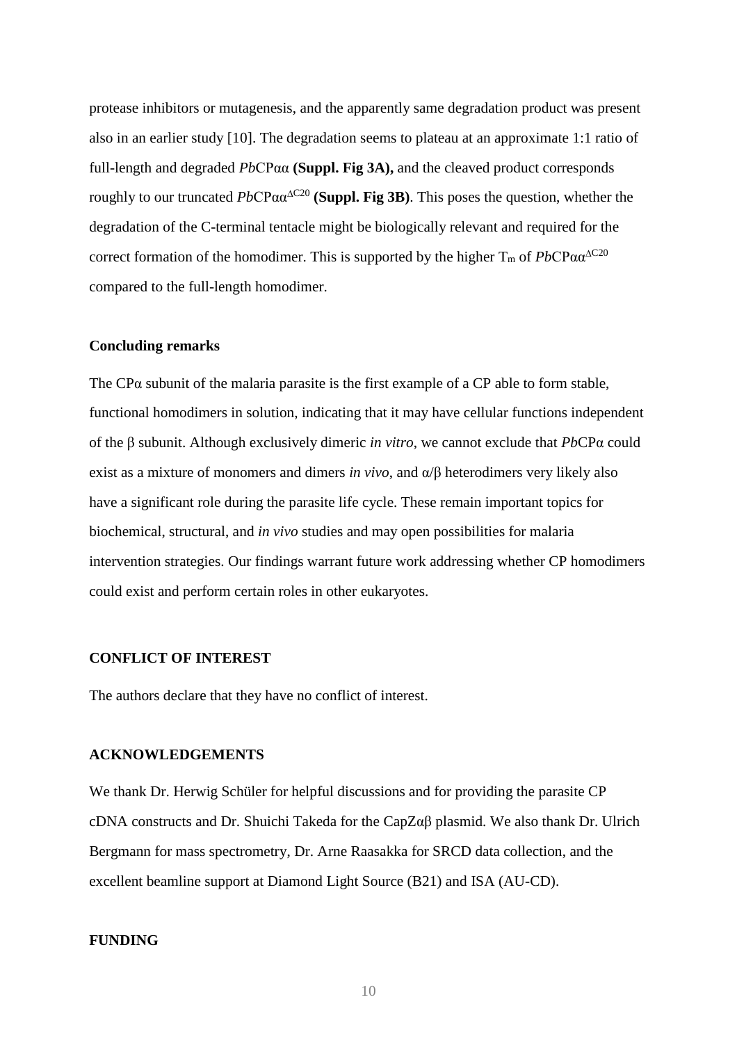protease inhibitors or mutagenesis, and the apparently same degradation product was present also in an earlier study [10]. The degradation seems to plateau at an approximate 1:1 ratio of full-length and degraded *Pb*CPαα **(Suppl. Fig 3A),** and the cleaved product corresponds roughly to our truncated *Pb*CPαα$^{\Delta C20}$ **(Suppl. Fig 3B)**. This poses the question, whether the degradation of the C-terminal tentacle might be biologically relevant and required for the correct formation of the homodimer. This is supported by the higher $T_m$ of *Pb*CPαα$^{\Delta C20}$ compared to the full-length homodimer.

### Concluding remarks

The CPα subunit of the malaria parasite is the first example of a CP able to form stable, functional homodimers in solution, indicating that it may have cellular functions independent of the β subunit. Although exclusively dimeric *in vitro*, we cannot exclude that *Pb*CPα could exist as a mixture of monomers and dimers *in vivo*, and α/β heterodimers very likely also have a significant role during the parasite life cycle. These remain important topics for biochemical, structural, and *in vivo* studies and may open possibilities for malaria intervention strategies. Our findings warrant future work addressing whether CP homodimers could exist and perform certain roles in other eukaryotes.

## CONFLICT OF INTEREST

The authors declare that they have no conflict of interest.

## ACKNOWLEDGEMENTS

We thank Dr. Herwig Schüler for helpful discussions and for providing the parasite CP cDNA constructs and Dr. Shuichi Takeda for the CapZαβ plasmid. We also thank Dr. Ulrich Bergmann for mass spectrometry, Dr. Arne Raasakka for SRCD data collection, and the excellent beamline support at Diamond Light Source (B21) and ISA (AU-CD).

## FUNDING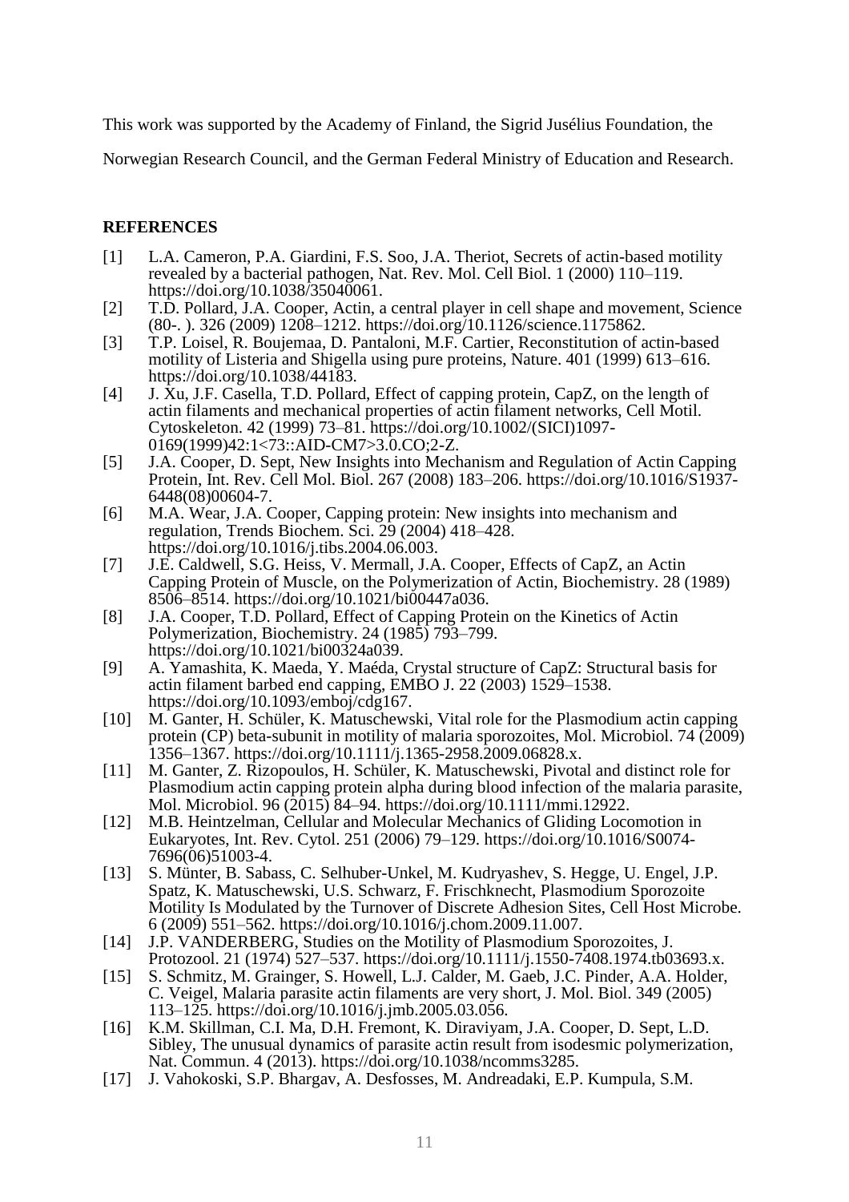This work was supported by the Academy of Finland, the Sigrid Jusélius Foundation, the Norwegian Research Council, and the German Federal Ministry of Education and Research.

**REFERENCES**

[1] L.A. Cameron, P.A. Giardini, F.S. Soo, J.A. Theriot, Secrets of actin-based motility revealed by a bacterial pathogen, Nat. Rev. Mol. Cell Biol. 1 (2000) 110–119. https://doi.org/10.1038/35040061.

[2] T.D. Pollard, J.A. Cooper, Actin, a central player in cell shape and movement, Science (80-. ). 326 (2009) 1208–1212. https://doi.org/10.1126/science.1175862.

[3] T.P. Loisel, R. Boujemaa, D. Pantaloni, M.F. Cartier, Reconstitution of actin-based motility of Listeria and Shigella using pure proteins, Nature. 401 (1999) 613–616. https://doi.org/10.1038/44183.

[4] J. Xu, J.F. Casella, T.D. Pollard, Effect of capping protein, CapZ, on the length of actin filaments and mechanical properties of actin filament networks, Cell Motil. Cytoskeleton. 42 (1999) 73–81. https://doi.org/10.1002/(SICI)1097-0169(1999)42:1<73::AID-CM7>3.0.CO;2-Z.

[5] J.A. Cooper, D. Sept, New Insights into Mechanism and Regulation of Actin Capping Protein, Int. Rev. Cell Mol. Biol. 267 (2008) 183–206. https://doi.org/10.1016/S1937-6448(08)00604-7.

[6] M.A. Wear, J.A. Cooper, Capping protein: New insights into mechanism and regulation, Trends Biochem. Sci. 29 (2004) 418–428. https://doi.org/10.1016/j.tibs.2004.06.003.

[7] J.E. Caldwell, S.G. Heiss, V. Mermall, J.A. Cooper, Effects of CapZ, an Actin Capping Protein of Muscle, on the Polymerization of Actin, Biochemistry. 28 (1989) 8506–8514. https://doi.org/10.1021/bi00447a036.

[8] J.A. Cooper, T.D. Pollard, Effect of Capping Protein on the Kinetics of Actin Polymerization, Biochemistry. 24 (1985) 793–799. https://doi.org/10.1021/bi00324a039.

[9] A. Yamashita, K. Maeda, Y. Maéda, Crystal structure of CapZ: Structural basis for actin filament barbed end capping, EMBO J. 22 (2003) 1529–1538. https://doi.org/10.1093/emboj/cdg167.

[10] M. Ganter, H. Schüler, K. Matuschewski, Vital role for the Plasmodium actin capping protein (CP) beta-subunit in motility of malaria sporozoites, Mol. Microbiol. 74 (2009) 1356–1367. https://doi.org/10.1111/j.1365-2958.2009.06828.x.

[11] M. Ganter, Z. Rizopoulos, H. Schüler, K. Matuschewski, Pivotal and distinct role for Plasmodium actin capping protein alpha during blood infection of the malaria parasite, Mol. Microbiol. 96 (2015) 84–94. https://doi.org/10.1111/mmi.12922.

[12] M.B. Heintzelman, Cellular and Molecular Mechanics of Gliding Locomotion in Eukaryotes, Int. Rev. Cytol. 251 (2006) 79–129. https://doi.org/10.1016/S0074-7696(06)51003-4.

[13] S. Münter, B. Sabass, C. Selhuber-Unkel, M. Kudryashev, S. Hegge, U. Engel, J.P. Spatz, K. Matuschewski, U.S. Schwarz, F. Frischknecht, Plasmodium Sporozoite Motility Is Modulated by the Turnover of Discrete Adhesion Sites, Cell Host Microbe. 6 (2009) 551–562. https://doi.org/10.1016/j.chom.2009.11.007.

[14] J.P. VANDERBERG, Studies on the Motility of Plasmodium Sporozoites, J. Protozool. 21 (1974) 527–537. https://doi.org/10.1111/j.1550-7408.1974.tb03693.x.

[15] S. Schmitz, M. Grainger, S. Howell, L.J. Calder, M. Gaeb, J.C. Pinder, A.A. Holder, C. Veigel, Malaria parasite actin filaments are very short, J. Mol. Biol. 349 (2005) 113–125. https://doi.org/10.1016/j.jmb.2005.03.056.

[16] K.M. Skillman, C.I. Ma, D.H. Fremont, K. Diraviyam, J.A. Cooper, D. Sept, L.D. Sibley, The unusual dynamics of parasite actin result from isodesmic polymerization, Nat. Commun. 4 (2013). https://doi.org/10.1038/ncomms3285.

[17] J. Vahokoski, S.P. Bhargav, A. Desfosses, M. Andreadaki, E.P. Kumpula, S.M.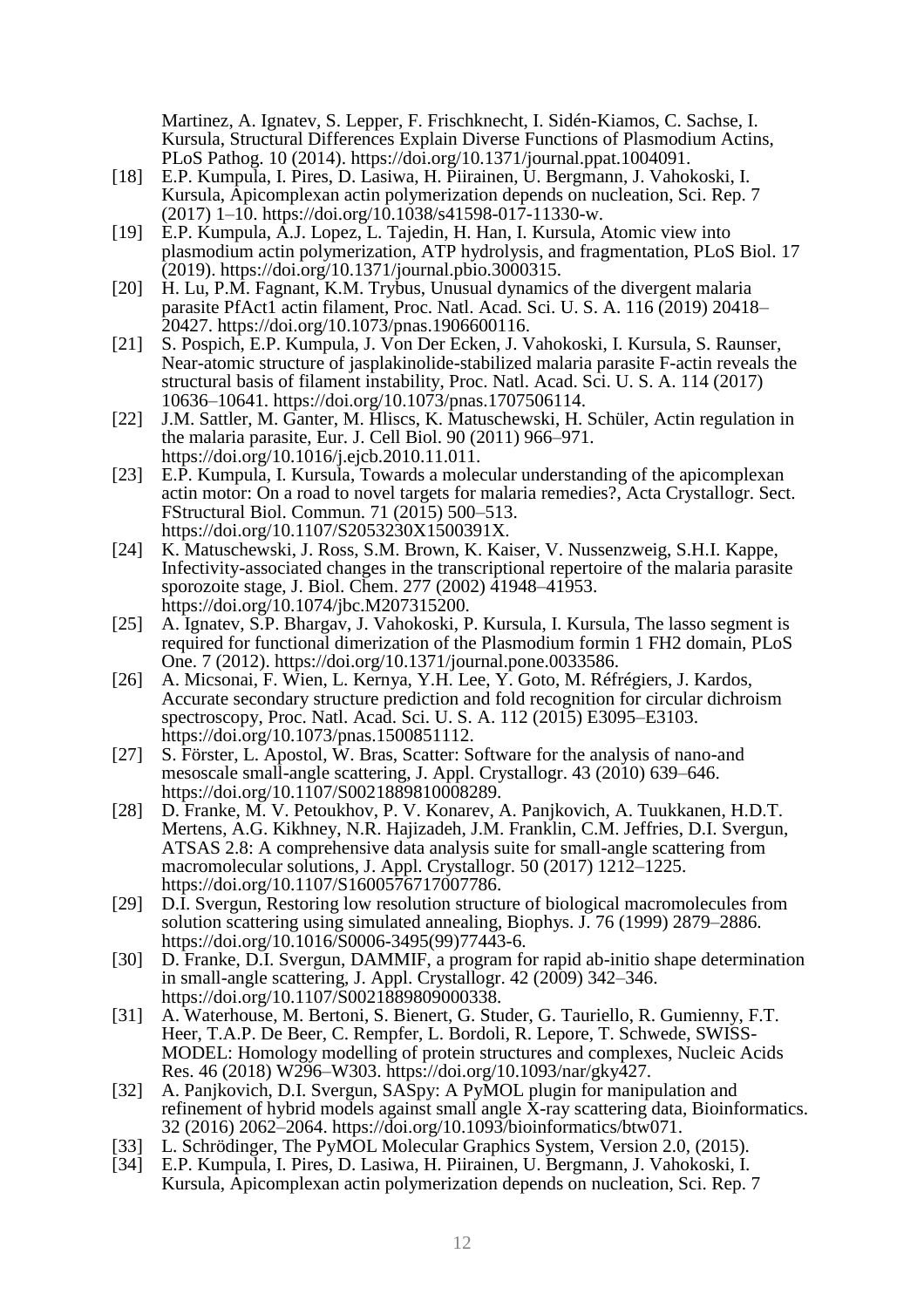Martinez, A. Ignatev, S. Lepper, F. Frischknecht, I. Sidén-Kiamos, C. Sachse, I. Kursula, Structural Differences Explain Diverse Functions of Plasmodium Actins, PLoS Pathog. 10 (2014). https://doi.org/10.1371/journal.ppat.1004091.

[18] E.P. Kumpula, I. Pires, D. Lasiwa, H. Piirainen, U. Bergmann, J. Vahokoski, I. Kursula, Apicomplexan actin polymerization depends on nucleation, Sci. Rep. 7 (2017) 1–10. https://doi.org/10.1038/s41598-017-11330-w.

[19] E.P. Kumpula, A.J. Lopez, L. Tajedin, H. Han, I. Kursula, Atomic view into plasmodium actin polymerization, ATP hydrolysis, and fragmentation, PLoS Biol. 17 (2019). https://doi.org/10.1371/journal.pbio.3000315.

[20] H. Lu, P.M. Fagnant, K.M. Trybus, Unusual dynamics of the divergent malaria parasite PfAct1 actin filament, Proc. Natl. Acad. Sci. U. S. A. 116 (2019) 20418–20427. https://doi.org/10.1073/pnas.1906600116.

[21] S. Pospich, E.P. Kumpula, J. Von Der Ecken, J. Vahokoski, I. Kursula, S. Raunser, Near-atomic structure of jasplakinolide-stabilized malaria parasite F-actin reveals the structural basis of filament instability, Proc. Natl. Acad. Sci. U. S. A. 114 (2017) 10636–10641. https://doi.org/10.1073/pnas.1707506114.

[22] J.M. Sattler, M. Ganter, M. Hliscs, K. Matuschewski, H. Schüler, Actin regulation in the malaria parasite, Eur. J. Cell Biol. 90 (2011) 966–971. https://doi.org/10.1016/j.ejcb.2010.11.011.

[23] E.P. Kumpula, I. Kursula, Towards a molecular understanding of the apicomplexan actin motor: On a road to novel targets for malaria remedies?, Acta Crystallogr. Sect. FStructural Biol. Commun. 71 (2015) 500–513. https://doi.org/10.1107/S2053230X1500391X.

[24] K. Matuschewski, J. Ross, S.M. Brown, K. Kaiser, V. Nussenzweig, S.H.I. Kappe, Infectivity-associated changes in the transcriptional repertoire of the malaria parasite sporozoite stage, J. Biol. Chem. 277 (2002) 41948–41953. https://doi.org/10.1074/jbc.M207315200.

[25] A. Ignatev, S.P. Bhargav, J. Vahokoski, P. Kursula, I. Kursula, The lasso segment is required for functional dimerization of the Plasmodium formin 1 FH2 domain, PLoS One. 7 (2012). https://doi.org/10.1371/journal.pone.0033586.

[26] A. Micsonai, F. Wien, L. Kernya, Y.H. Lee, Y. Goto, M. Réfrégiers, J. Kardos, Accurate secondary structure prediction and fold recognition for circular dichroism spectroscopy, Proc. Natl. Acad. Sci. U. S. A. 112 (2015) E3095–E3103. https://doi.org/10.1073/pnas.1500851112.

[27] S. Förster, L. Apostol, W. Bras, Scatter: Software for the analysis of nano-and mesoscale small-angle scattering, J. Appl. Crystallogr. 43 (2010) 639–646. https://doi.org/10.1107/S0021889810008289.

[28] D. Franke, M. V. Petoukhov, P. V. Konarev, A. Panjkovich, A. Tuukkanen, H.D.T. Mertens, A.G. Kikhney, N.R. Hajizadeh, J.M. Franklin, C.M. Jeffries, D.I. Svergun, ATSAS 2.8: A comprehensive data analysis suite for small-angle scattering from macromolecular solutions, J. Appl. Crystallogr. 50 (2017) 1212–1225. https://doi.org/10.1107/S1600576717007786.

[29] D.I. Svergun, Restoring low resolution structure of biological macromolecules from solution scattering using simulated annealing, Biophys. J. 76 (1999) 2879–2886. https://doi.org/10.1016/S0006-3495(99)77443-6.

[30] D. Franke, D.I. Svergun, DAMMIF, a program for rapid ab-initio shape determination in small-angle scattering, J. Appl. Crystallogr. 42 (2009) 342–346. https://doi.org/10.1107/S0021889809000338.

[31] A. Waterhouse, M. Bertoni, S. Bienert, G. Studer, G. Tauriello, R. Gumienny, F.T. Heer, T.A.P. De Beer, C. Rempfer, L. Bordoli, R. Lepore, T. Schwede, SWISS-MODEL: Homology modelling of protein structures and complexes, Nucleic Acids Res. 46 (2018) W296–W303. https://doi.org/10.1093/nar/gky427.

[32] A. Panjkovich, D.I. Svergun, SASpy: A PyMOL plugin for manipulation and refinement of hybrid models against small angle X-ray scattering data, Bioinformatics. 32 (2016) 2062–2064. https://doi.org/10.1093/bioinformatics/btw071.

[33] L. Schrödinger, The PyMOL Molecular Graphics System, Version 2.0, (2015).

[34] E.P. Kumpula, I. Pires, D. Lasiwa, H. Piirainen, U. Bergmann, J. Vahokoski, I. Kursula, Apicomplexan actin polymerization depends on nucleation, Sci. Rep. 7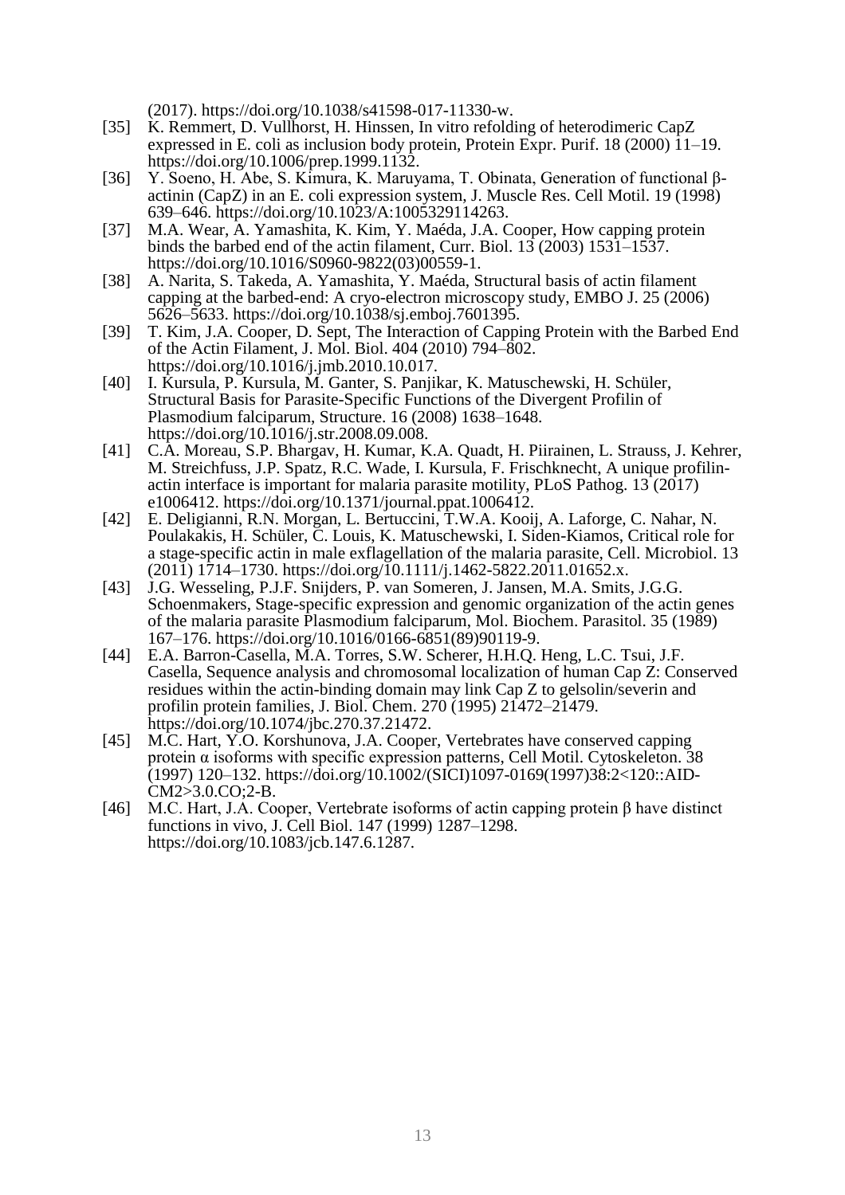(2017). https://doi.org/10.1038/s41598-017-11330-w.

[35] K. Remmert, D. Vullhorst, H. Hinssen, In vitro refolding of heterodimeric CapZ expressed in E. coli as inclusion body protein, Protein Expr. Purif. 18 (2000) 11–19. https://doi.org/10.1006/prep.1999.1132.

[36] Y. Soeno, H. Abe, S. Kimura, K. Maruyama, T. Obinata, Generation of functional β-actinin (CapZ) in an E. coli expression system, J. Muscle Res. Cell Motil. 19 (1998) 639–646. https://doi.org/10.1023/A:1005329114263.

[37] M.A. Wear, A. Yamashita, K. Kim, Y. Maéda, J.A. Cooper, How capping protein binds the barbed end of the actin filament, Curr. Biol. 13 (2003) 1531–1537. https://doi.org/10.1016/S0960-9822(03)00559-1.

[38] A. Narita, S. Takeda, A. Yamashita, Y. Maéda, Structural basis of actin filament capping at the barbed-end: A cryo-electron microscopy study, EMBO J. 25 (2006) 5626–5633. https://doi.org/10.1038/sj.emboj.7601395.

[39] T. Kim, J.A. Cooper, D. Sept, The Interaction of Capping Protein with the Barbed End of the Actin Filament, J. Mol. Biol. 404 (2010) 794–802. https://doi.org/10.1016/j.jmb.2010.10.017.

[40] I. Kursula, P. Kursula, M. Ganter, S. Panjikar, K. Matuschewski, H. Schüler, Structural Basis for Parasite-Specific Functions of the Divergent Profilin of Plasmodium falciparum, Structure. 16 (2008) 1638–1648. https://doi.org/10.1016/j.str.2008.09.008.

[41] C.A. Moreau, S.P. Bhargav, H. Kumar, K.A. Quadt, H. Piirainen, L. Strauss, J. Kehrer, M. Streichfuss, J.P. Spatz, R.C. Wade, I. Kursula, F. Frischknecht, A unique profilin-actin interface is important for malaria parasite motility, PLoS Pathog. 13 (2017) e1006412. https://doi.org/10.1371/journal.ppat.1006412.

[42] E. Deligianni, R.N. Morgan, L. Bertuccini, T.W.A. Kooij, A. Laforge, C. Nahar, N. Poulakakis, H. Schüler, C. Louis, K. Matuschewski, I. Siden-Kiamos, Critical role for a stage-specific actin in male exflagellation of the malaria parasite, Cell. Microbiol. 13 (2011) 1714–1730. https://doi.org/10.1111/j.1462-5822.2011.01652.x.

[43] J.G. Wesseling, P.J.F. Snijders, P. van Someren, J. Jansen, M.A. Smits, J.G.G. Schoenmakers, Stage-specific expression and genomic organization of the actin genes of the malaria parasite Plasmodium falciparum, Mol. Biochem. Parasitol. 35 (1989) 167–176. https://doi.org/10.1016/0166-6851(89)90119-9.

[44] E.A. Barron-Casella, M.A. Torres, S.W. Scherer, H.H.Q. Heng, L.C. Tsui, J.F. Casella, Sequence analysis and chromosomal localization of human Cap Z: Conserved residues within the actin-binding domain may link Cap Z to gelsolin/severin and profilin protein families, J. Biol. Chem. 270 (1995) 21472–21479. https://doi.org/10.1074/jbc.270.37.21472.

[45] M.C. Hart, Y.O. Korshunova, J.A. Cooper, Vertebrates have conserved capping protein α isoforms with specific expression patterns, Cell Motil. Cytoskeleton. 38 (1997) 120–132. https://doi.org/10.1002/(SICI)1097-0169(1997)38:2<120::AID-CM2>3.0.CO;2-B.

[46] M.C. Hart, J.A. Cooper, Vertebrate isoforms of actin capping protein β have distinct functions in vivo, J. Cell Biol. 147 (1999) 1287–1298. https://doi.org/10.1083/jcb.147.6.1287.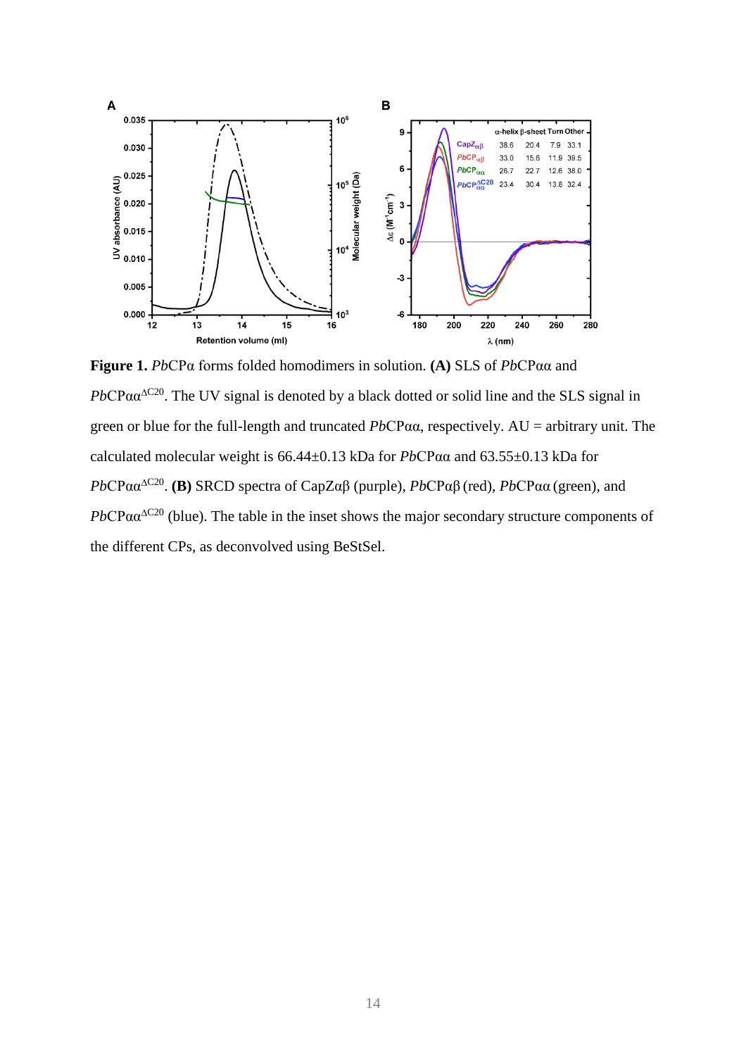**Figure 1.** *Pb*CPα forms folded homodimers in solution. **(A)** SLS of *Pb*CPαα and *Pb*CPαα$^{\Delta C20}$. The UV signal is denoted by a black dotted or solid line and the SLS signal in green or blue for the full-length and truncated *Pb*CPαα, respectively. AU = arbitrary unit. The calculated molecular weight is 66.44±0.13 kDa for *Pb*CPαα and 63.55±0.13 kDa for *Pb*CPαα$^{\Delta C20}$. **(B)** SRCD spectra of CapZαβ (purple), *Pb*CPαβ (red), *Pb*CPαα (green), and *Pb*CPαα$^{\Delta C20}$ (blue). The table in the inset shows the major secondary structure components of the different CPs, as deconvolved using BeStSel.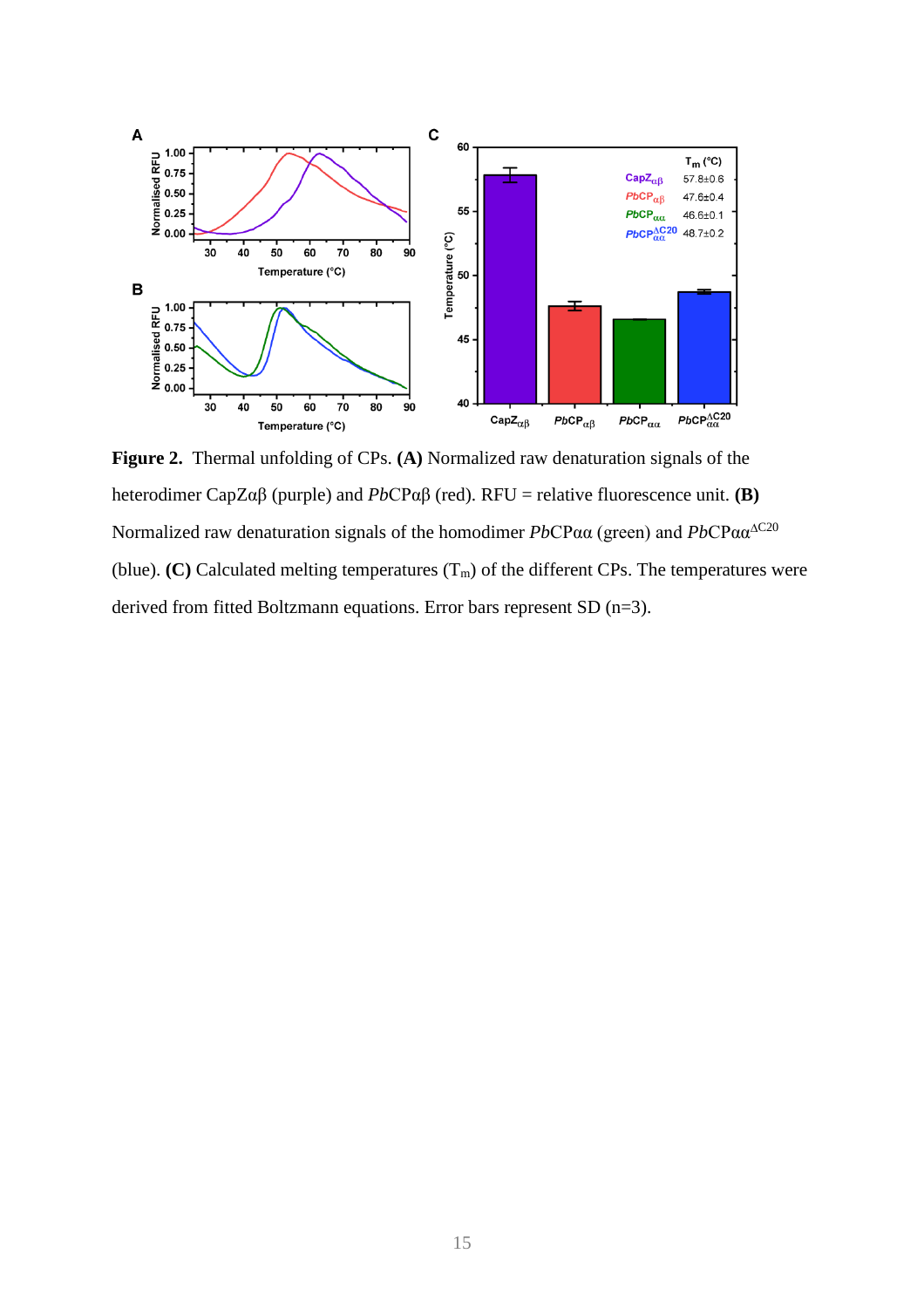**Figure 2.** Thermal unfolding of CPs. **(A)** Normalized raw denaturation signals of the heterodimer CapZαβ (purple) and *Pb*CPαβ (red). RFU = relative fluorescence unit. **(B)** Normalized raw denaturation signals of the homodimer *Pb*CPαα (green) and *Pb*CPαα$^{\Delta C20}$ (blue). **(C)** Calculated melting temperatures ($T_m$) of the different CPs. The temperatures were derived from fitted Boltzmann equations. Error bars represent SD (n=3).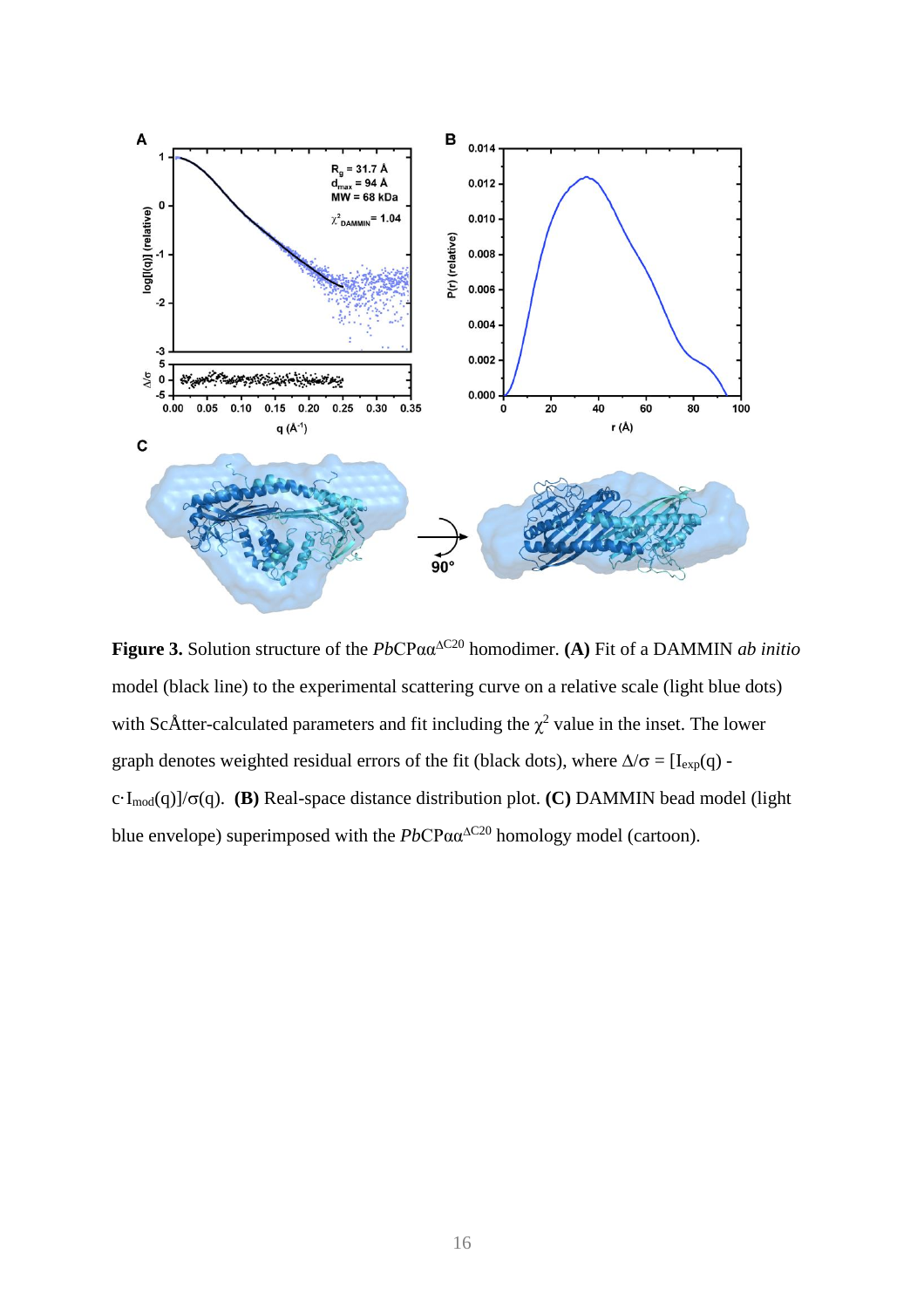**Figure 3.** Solution structure of the *Pb*CPαα$^{\Delta C20}$ homodimer. **(A)** Fit of a DAMMIN *ab initio* model (black line) to the experimental scattering curve on a relative scale (light blue dots) with ScÅtter-calculated parameters and fit including the $\chi^2$ value in the inset. The lower graph denotes weighted residual errors of the fit (black dots), where $\Delta/\sigma = [I_{exp}(q) - c \cdot I_{mod}(q)]/\sigma(q)$. **(B)** Real-space distance distribution plot. **(C)** DAMMIN bead model (light blue envelope) superimposed with the *Pb*CPαα$^{\Delta C20}$ homology model (cartoon).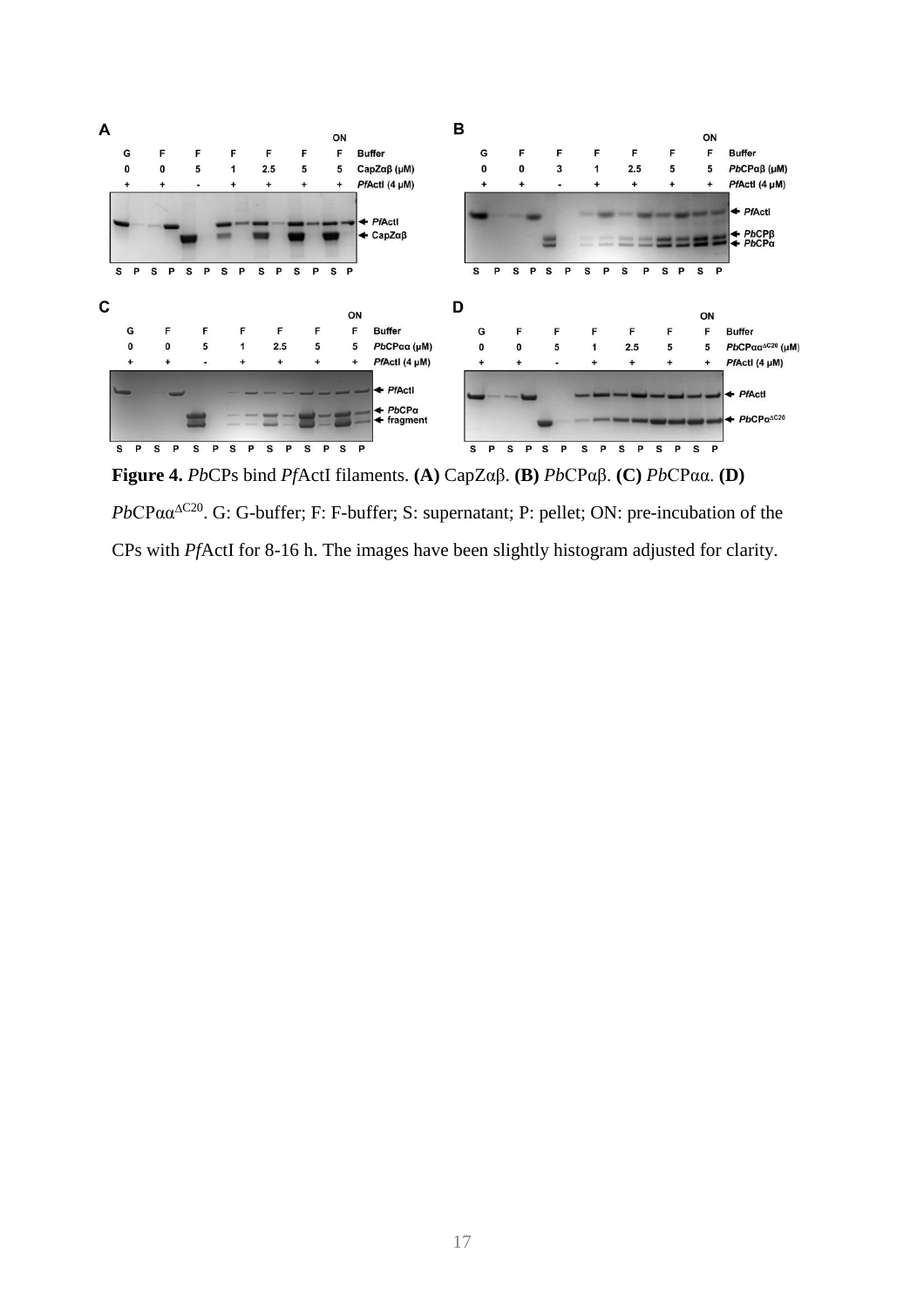**Figure 4.** *Pb*CPs bind *Pf*ActI filaments. **(A)** CapZαβ. **(B)** *Pb*CPαβ. **(C)** *Pb*CPαα. **(D)** *Pb*CPαα$^{\Delta C20}$. G: G-buffer; F: F-buffer; S: supernatant; P: pellet; ON: pre-incubation of the CPs with *Pf*ActI for 8-16 h. The images have been slightly histogram adjusted for clarity.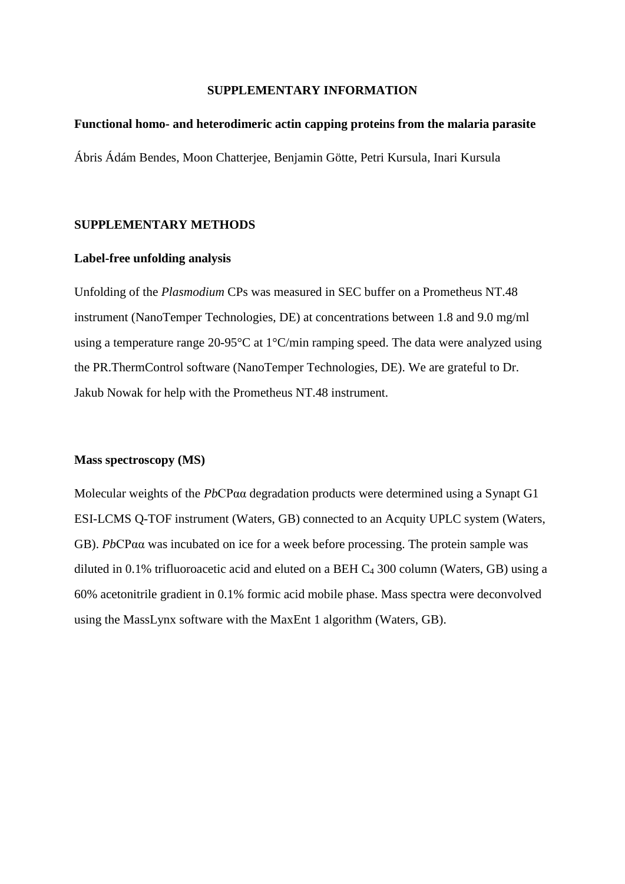**SUPPLEMENTARY INFORMATION**

**Functional homo- and heterodimeric actin capping proteins from the malaria parasite**

Ábris Ádám Bendes, Moon Chatterjee, Benjamin Götte, Petri Kursula, Inari Kursula

## SUPPLEMENTARY METHODS

### Label-free unfolding analysis

Unfolding of the *Plasmodium* CPs was measured in SEC buffer on a Prometheus NT.48 instrument (NanoTemper Technologies, DE) at concentrations between 1.8 and 9.0 mg/ml using a temperature range 20-95°C at 1°C/min ramping speed. The data were analyzed using the PR.ThermControl software (NanoTemper Technologies, DE). We are grateful to Dr. Jakub Nowak for help with the Prometheus NT.48 instrument.

### Mass spectroscopy (MS)

Molecular weights of the *Pb*CPαα degradation products were determined using a Synapt G1 ESI-LCMS Q-TOF instrument (Waters, GB) connected to an Acquity UPLC system (Waters, GB). *Pb*CPαα was incubated on ice for a week before processing. The protein sample was diluted in 0.1% trifluoroacetic acid and eluted on a BEH $C_4$ 300 column (Waters, GB) using a 60% acetonitrile gradient in 0.1% formic acid mobile phase. Mass spectra were deconvolved using the MassLynx software with the MaxEnt 1 algorithm (Waters, GB).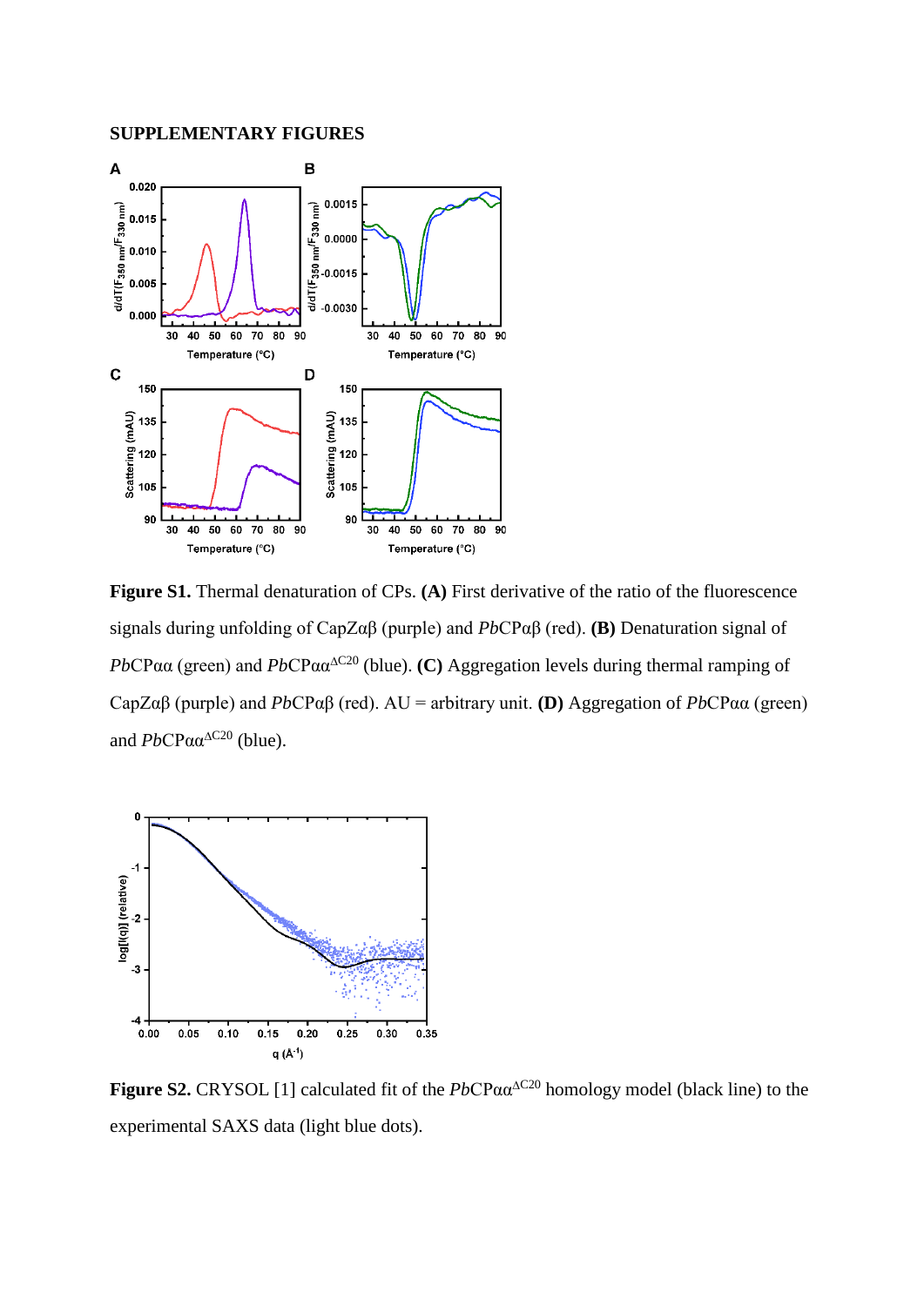## SUPPLEMENTARY FIGURES

**Figure S1.** Thermal denaturation of CPs. **(A)** First derivative of the ratio of the fluorescence signals during unfolding of CapZαβ (purple) and *Pb*CPαβ (red). **(B)** Denaturation signal of *Pb*CPαα (green) and *Pb*CPαα$^{\Delta C20}$ (blue). **(C)** Aggregation levels during thermal ramping of CapZαβ (purple) and *Pb*CPαβ (red). AU = arbitrary unit. **(D)** Aggregation of *Pb*CPαα (green) and *Pb*CPαα$^{\Delta C20}$ (blue).

**Figure S2.** CRYSOL [1] calculated fit of the *Pb*CPαα$^{\Delta C20}$ homology model (black line) to the experimental SAXS data (light blue dots).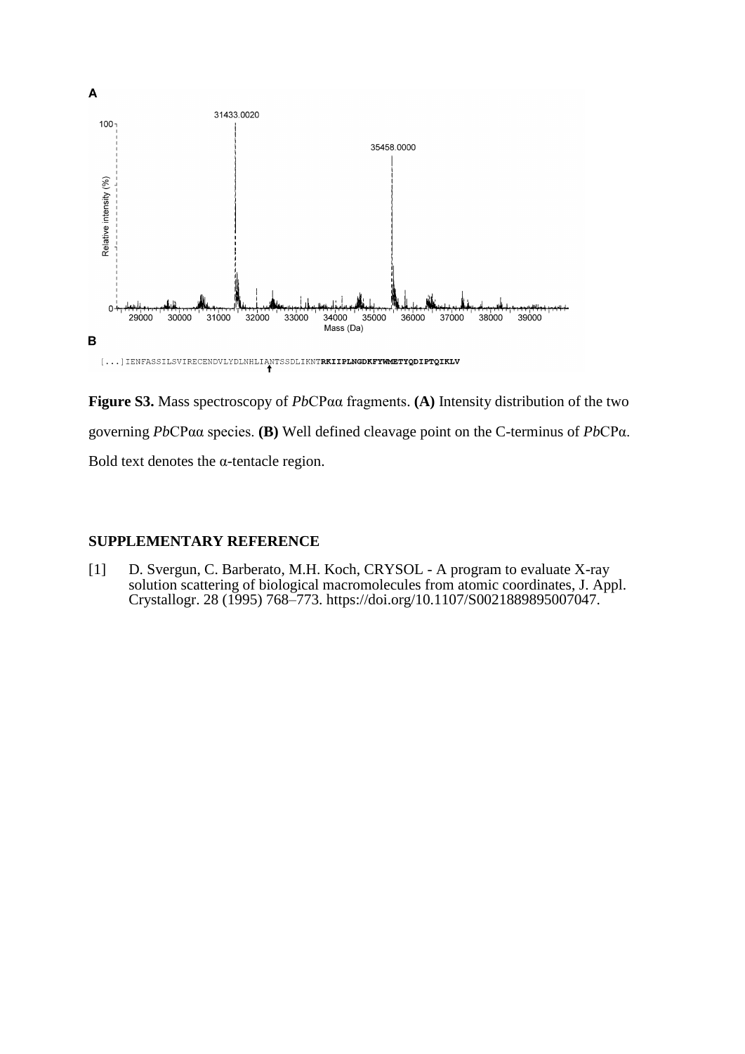A

31433.0020

35458.0000

100

Relative intensity (%)

0

29000 30000 31000 32000 33000 34000 35000 36000 37000 38000 39000

Mass (Da)

B

[...]IENFASSILSVIRECENDVLYDLNHLIANTSSDLIKNT**RKIIPLNGDKFYWMETYQDIPTQIKLV**

**Figure S3.** Mass spectroscopy of *Pb*CPαα fragments. **(A)** Intensity distribution of the two governing *Pb*CPαα species. **(B)** Well defined cleavage point on the C-terminus of *Pb*CPα. Bold text denotes the α-tentacle region.

## SUPPLEMENTARY REFERENCE

[1] D. Svergun, C. Barberato, M.H. Koch, CRYSOL - A program to evaluate X-ray solution scattering of biological macromolecules from atomic coordinates, J. Appl. Crystallogr. 28 (1995) 768–773. https://doi.org/10.1107/S0021889895007047.